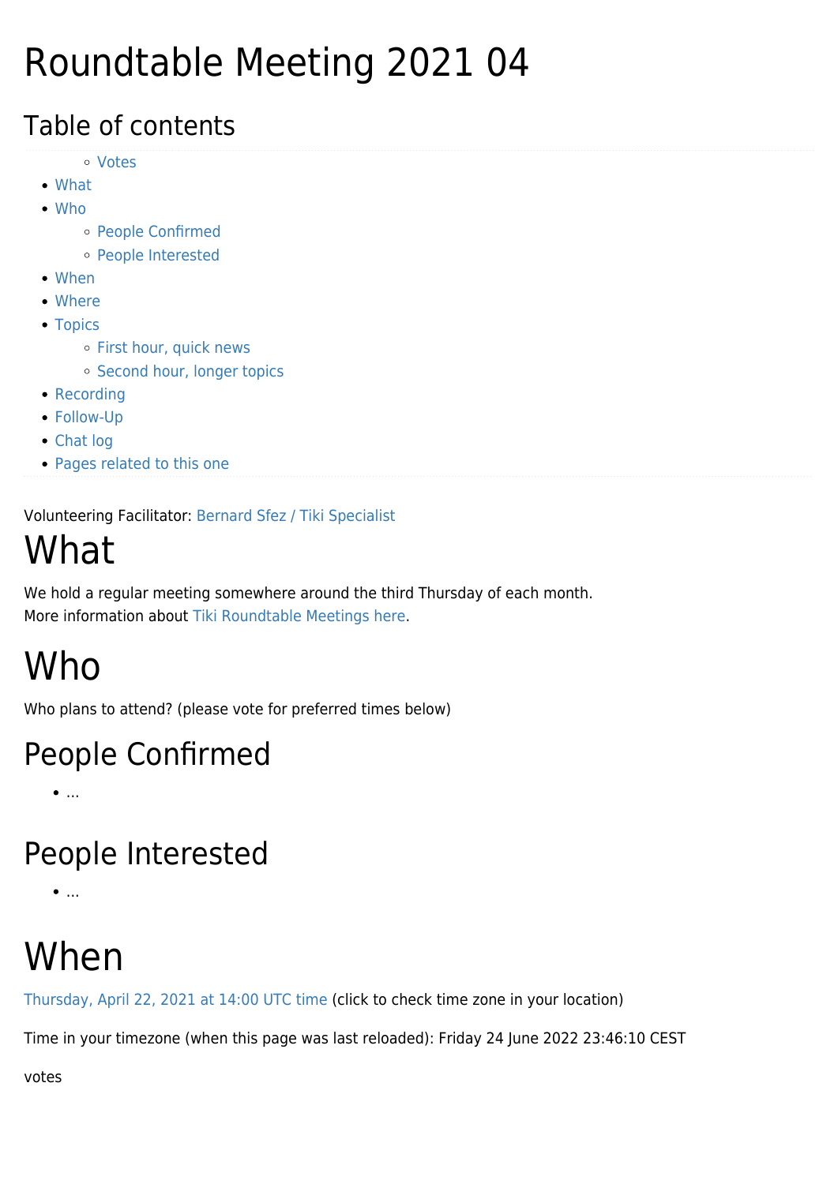# Roundtable Meeting 2021 04

## Table of contents

  - Votes
- What
- Who
  - People Confirmed
  - People Interested
- When
- Where
- Topics
  - First hour, quick news
  - Second hour, longer topics
- Recording
- Follow-Up
- Chat log
- Pages related to this one

Volunteering Facilitator: Bernard Sfez / Tiki Specialist

# What

We hold a regular meeting somewhere around the third Thursday of each month.
More information about Tiki Roundtable Meetings here.

# Who

Who plans to attend? (please vote for preferred times below)

## People Confirmed

- ...

## People Interested

- ...

# When

Thursday, April 22, 2021 at 14:00 UTC time (click to check time zone in your location)

Time in your timezone (when this page was last reloaded): Friday 24 June 2022 23:46:10 CEST

votes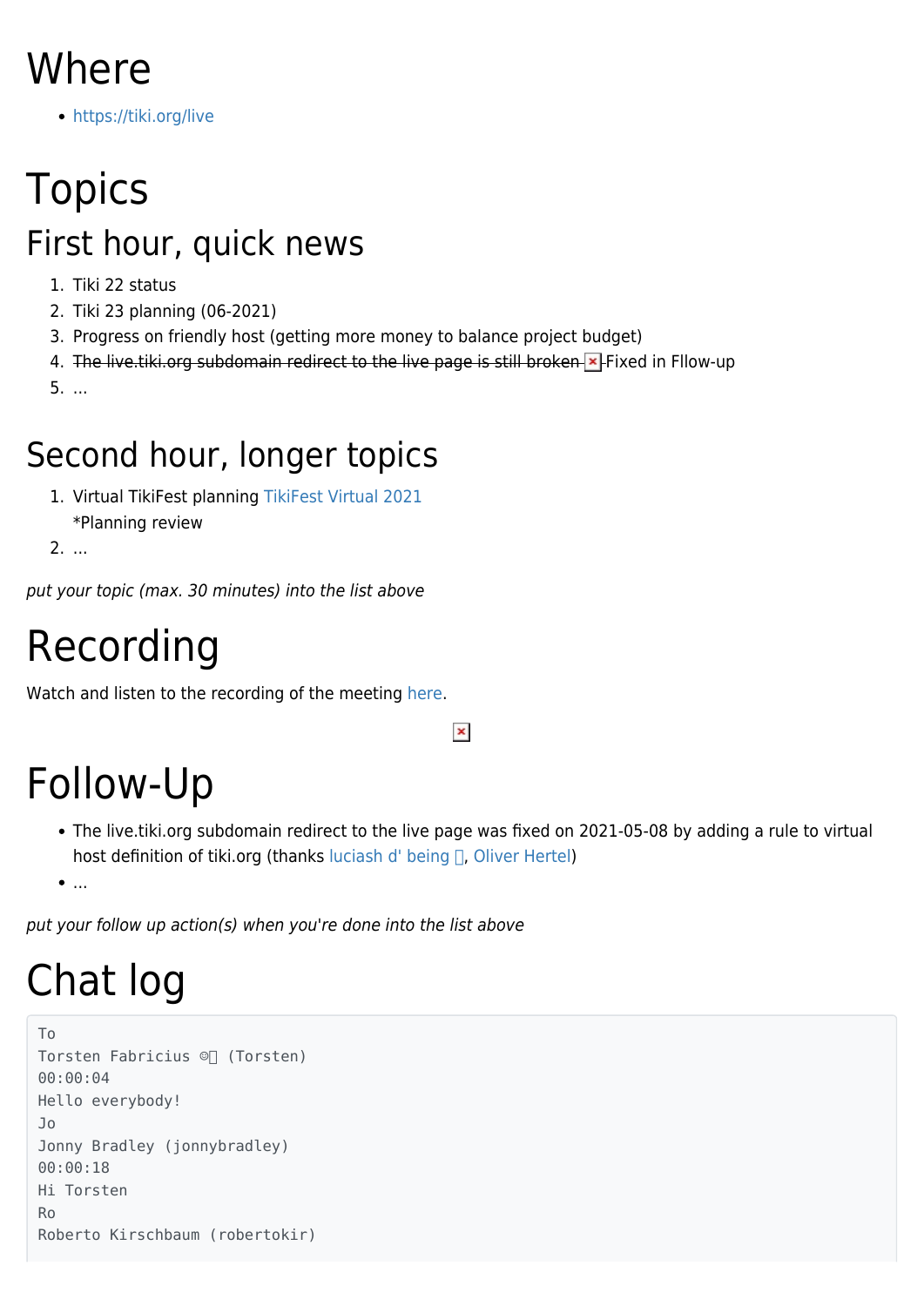# Where

- https://tiki.org/live

# Topics

## First hour, quick news

1. Tiki 22 status
2. Tiki 23 planning (06-2021)
3. Progress on friendly host (getting more money to balance project budget)
4. ~~The live.tiki.org subdomain redirect to the live page is still broken~~ Fixed in Fllow-up
5. ...

## Second hour, longer topics

1. Virtual TikiFest planning TikiFest Virtual 2021
   *Planning review
2. ...

*put your topic (max. 30 minutes) into the list above*

# Recording

Watch and listen to the recording of the meeting here.

# Follow-Up

- The live.tiki.org subdomain redirect to the live page was fixed on 2021-05-08 by adding a rule to virtual host definition of tiki.org (thanks luciash d' being, Oliver Hertel)
- ...

*put your follow up action(s) when you're done into the list above*

# Chat log

```
To
Torsten Fabricius ©️ (Torsten)
00:00:04
Hello everybody!
Jo
Jonny Bradley (jonnybradley)
00:00:18
Hi Torsten
Ro
Roberto Kirschbaum (robertokir)
```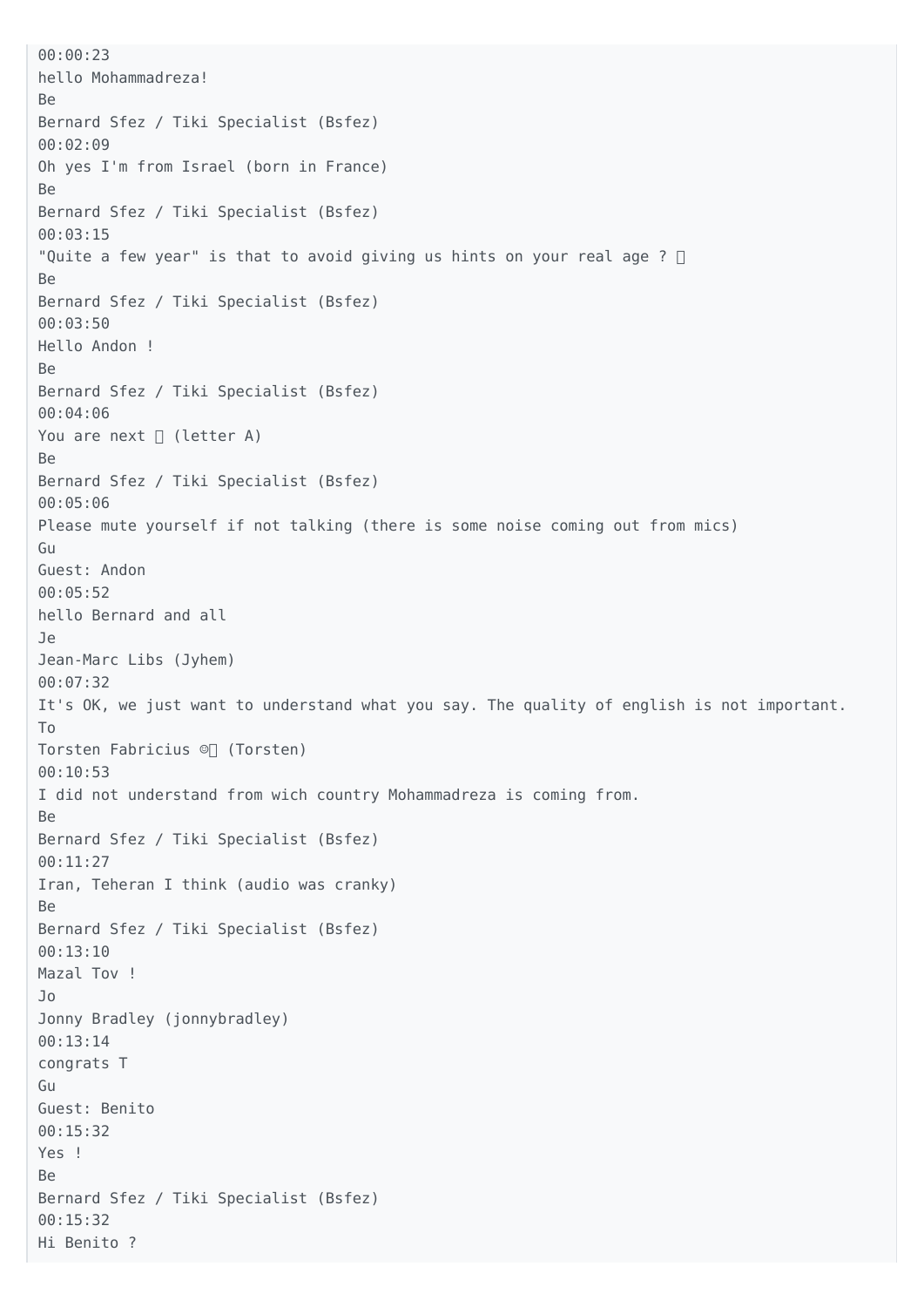00:00:23
hello Mohammadreza!
Be
Bernard Sfez / Tiki Specialist (Bsfez)
00:02:09
Oh yes I'm from Israel (born in France)
Be
Bernard Sfez / Tiki Specialist (Bsfez)
00:03:15
"Quite a few year" is that to avoid giving us hints on your real age ? 
Be
Bernard Sfez / Tiki Specialist (Bsfez)
00:03:50
Hello Andon !
Be
Bernard Sfez / Tiki Specialist (Bsfez)
00:04:06
You are next  (letter A)
Be
Bernard Sfez / Tiki Specialist (Bsfez)
00:05:06
Please mute yourself if not talking (there is some noise coming out from mics)
Gu
Guest: Andon
00:05:52
hello Bernard and all
Je
Jean-Marc Libs (Jyhem)
00:07:32
It's OK, we just want to understand what you say. The quality of english is not important.
To
Torsten Fabricius ☺ (Torsten)
00:10:53
I did not understand from wich country Mohammadreza is coming from.
Be
Bernard Sfez / Tiki Specialist (Bsfez)
00:11:27
Iran, Teheran I think (audio was cranky)
Be
Bernard Sfez / Tiki Specialist (Bsfez)
00:13:10
Mazal Tov !
Jo
Jonny Bradley (jonnybradley)
00:13:14
congrats T
Gu
Guest: Benito
00:15:32
Yes !
Be
Bernard Sfez / Tiki Specialist (Bsfez)
00:15:32
Hi Benito ?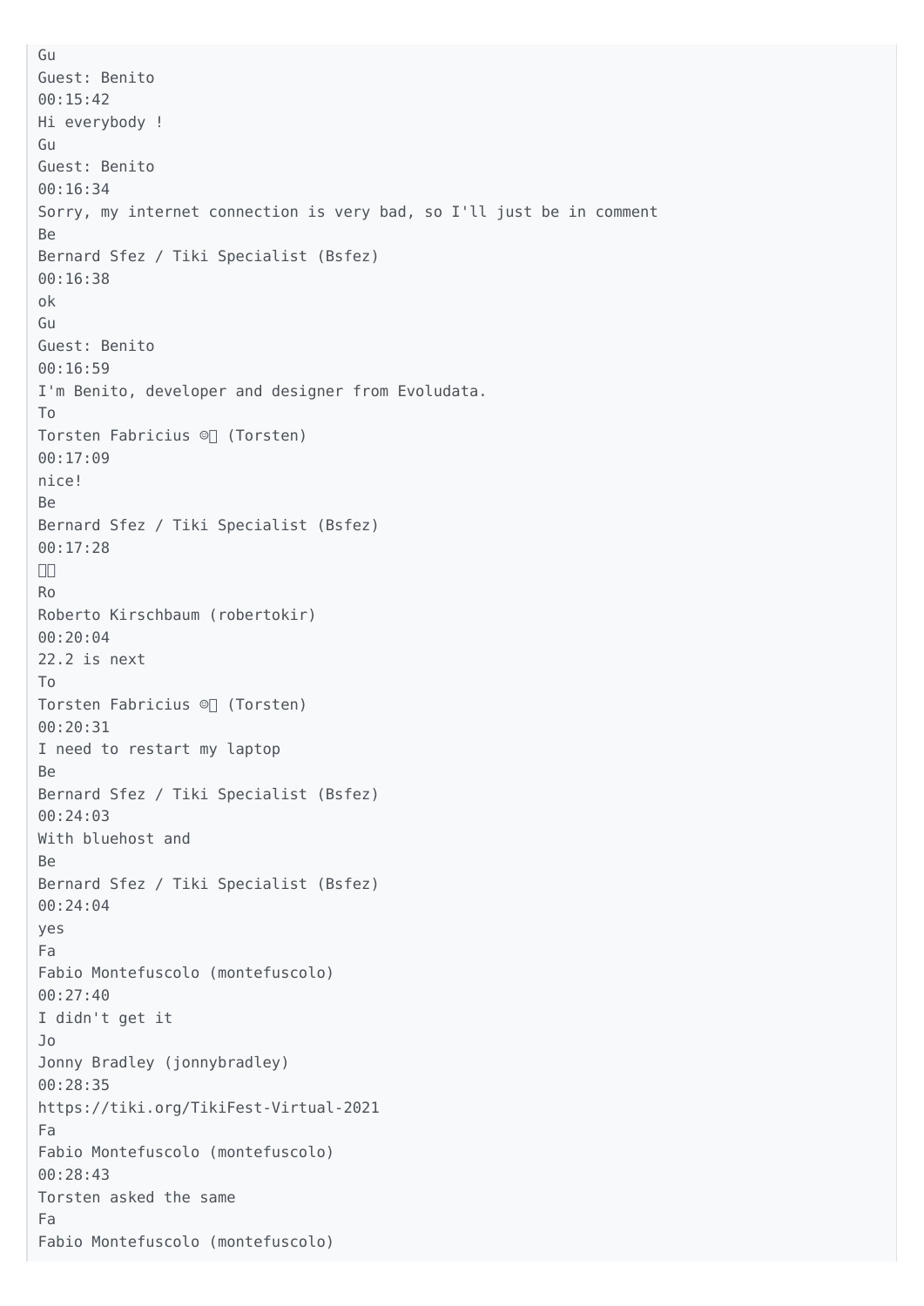```
Gu
Guest: Benito
00:15:42
Hi everybody !
Gu
Guest: Benito
00:16:34
Sorry, my internet connection is very bad, so I'll just be in comment
Be
Bernard Sfez / Tiki Specialist (Bsfez)
00:16:38
ok
Gu
Guest: Benito
00:16:59
I'm Benito, developer and designer from Evoludata.
To
Torsten Fabricius ©� (Torsten)
00:17:09
nice!
Be
Bernard Sfez / Tiki Specialist (Bsfez)
00:17:28
��
Ro
Roberto Kirschbaum (robertokir)
00:20:04
22.2 is next
To
Torsten Fabricius ©� (Torsten)
00:20:31
I need to restart my laptop
Be
Bernard Sfez / Tiki Specialist (Bsfez)
00:24:03
With bluehost and
Be
Bernard Sfez / Tiki Specialist (Bsfez)
00:24:04
yes
Fa
Fabio Montefuscolo (montefuscolo)
00:27:40
I didn't get it
Jo
Jonny Bradley (jonnybradley)
00:28:35
https://tiki.org/TikiFest-Virtual-2021
Fa
Fabio Montefuscolo (montefuscolo)
00:28:43
Torsten asked the same
Fa
Fabio Montefuscolo (montefuscolo)
```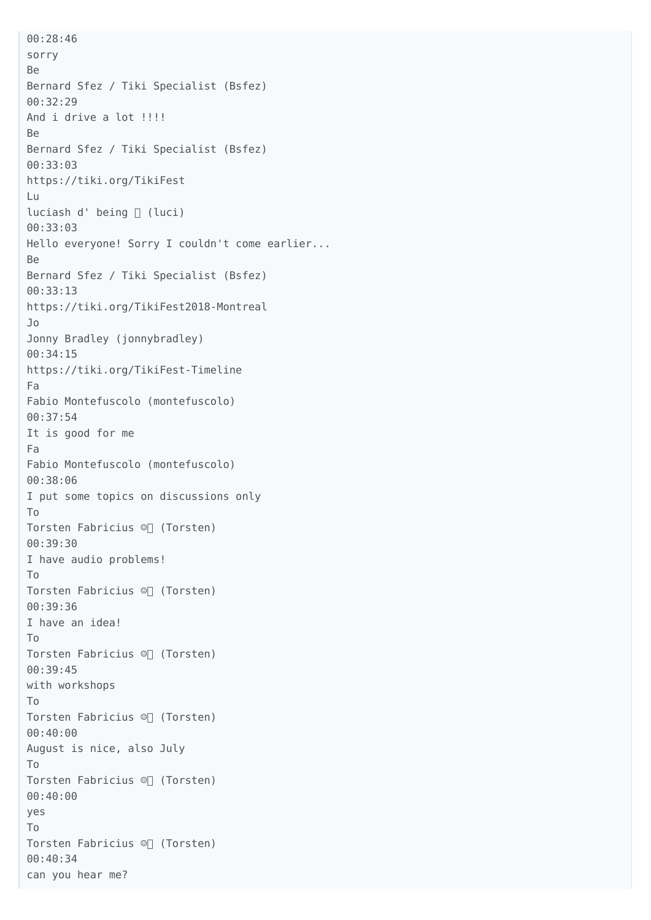00:28:46
sorry
Be
Bernard Sfez / Tiki Specialist (Bsfez)
00:32:29
And i drive a lot !!!!
Be
Bernard Sfez / Tiki Specialist (Bsfez)
00:33:03
https://tiki.org/TikiFest
Lu
luciash d' being  (luci)
00:33:03
Hello everyone! Sorry I couldn't come earlier...
Be
Bernard Sfez / Tiki Specialist (Bsfez)
00:33:13
https://tiki.org/TikiFest2018-Montreal
Jo
Jonny Bradley (jonnybradley)
00:34:15
https://tiki.org/TikiFest-Timeline
Fa
Fabio Montefuscolo (montefuscolo)
00:37:54
It is good for me
Fa
Fabio Montefuscolo (montefuscolo)
00:38:06
I put some topics on discussions only
To
Torsten Fabricius ☺ (Torsten)
00:39:30
I have audio problems!
To
Torsten Fabricius ☺ (Torsten)
00:39:36
I have an idea!
To
Torsten Fabricius ☺ (Torsten)
00:39:45
with workshops
To
Torsten Fabricius ☺ (Torsten)
00:40:00
August is nice, also July
To
Torsten Fabricius ☺ (Torsten)
00:40:00
yes
To
Torsten Fabricius ☺ (Torsten)
00:40:34
can you hear me?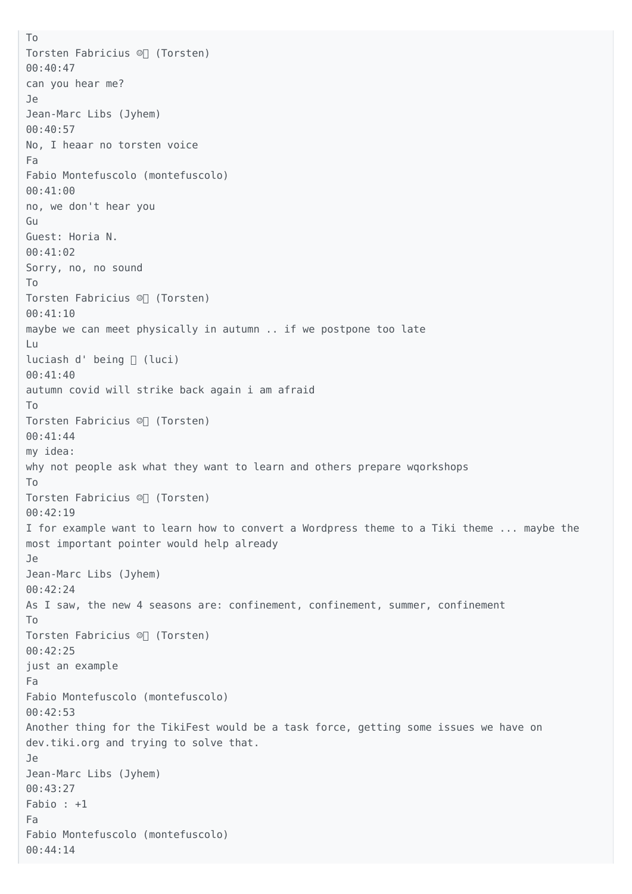To
Torsten Fabricius ☺ (Torsten)
00:40:47
can you hear me?
Je
Jean-Marc Libs (Jyhem)
00:40:57
No, I heaar no torsten voice
Fa
Fabio Montefuscolo (montefuscolo)
00:41:00
no, we don't hear you
Gu
Guest: Horia N.
00:41:02
Sorry, no, no sound
To
Torsten Fabricius ☺ (Torsten)
00:41:10
maybe we can meet physically in autumn .. if we postpone too late
Lu
luciash d' being (luci)
00:41:40
autumn covid will strike back again i am afraid
To
Torsten Fabricius ☺ (Torsten)
00:41:44
my idea:
why not people ask what they want to learn and others prepare wqorkshops
To
Torsten Fabricius ☺ (Torsten)
00:42:19
I for example want to learn how to convert a Wordpress theme to a Tiki theme ... maybe the most important pointer would help already
Je
Jean-Marc Libs (Jyhem)
00:42:24
As I saw, the new 4 seasons are: confinement, confinement, summer, confinement
To
Torsten Fabricius ☺ (Torsten)
00:42:25
just an example
Fa
Fabio Montefuscolo (montefuscolo)
00:42:53
Another thing for the TikiFest would be a task force, getting some issues we have on dev.tiki.org and trying to solve that.
Je
Jean-Marc Libs (Jyhem)
00:43:27
Fabio : +1
Fa
Fabio Montefuscolo (montefuscolo)
00:44:14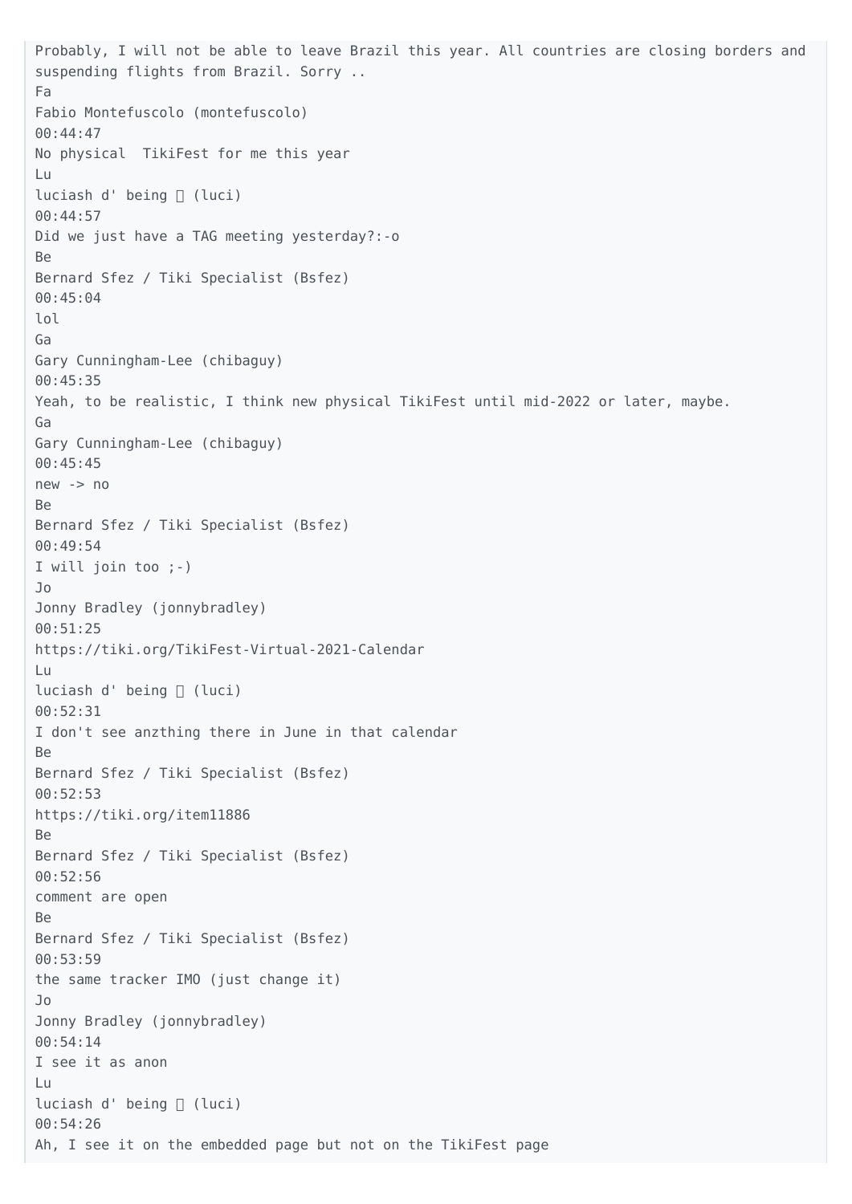Probably, I will not be able to leave Brazil this year. All countries are closing borders and suspending flights from Brazil. Sorry ..

Fa

Fabio Montefuscolo (montefuscolo)

00:44:47

No physical  TikiFest for me this year

Lu

luciash d' being 🀄 (luci)

00:44:57

Did we just have a TAG meeting yesterday?:-o

Be

Bernard Sfez / Tiki Specialist (Bsfez)

00:45:04

lol

Ga

Gary Cunningham-Lee (chibaguy)

00:45:35

Yeah, to be realistic, I think new physical TikiFest until mid-2022 or later, maybe.

Ga

Gary Cunningham-Lee (chibaguy)

00:45:45

new -> no

Be

Bernard Sfez / Tiki Specialist (Bsfez)

00:49:54

I will join too ;-)

Jo

Jonny Bradley (jonnybradley)

00:51:25

https://tiki.org/TikiFest-Virtual-2021-Calendar

Lu

luciash d' being 🀄 (luci)

00:52:31

I don't see anzthing there in June in that calendar

Be

Bernard Sfez / Tiki Specialist (Bsfez)

00:52:53

https://tiki.org/item11886

Be

Bernard Sfez / Tiki Specialist (Bsfez)

00:52:56

comment are open

Be

Bernard Sfez / Tiki Specialist (Bsfez)

00:53:59

the same tracker IMO (just change it)

Jo

Jonny Bradley (jonnybradley)

00:54:14

I see it as anon

Lu

luciash d' being 🀄 (luci)

00:54:26

Ah, I see it on the embedded page but not on the TikiFest page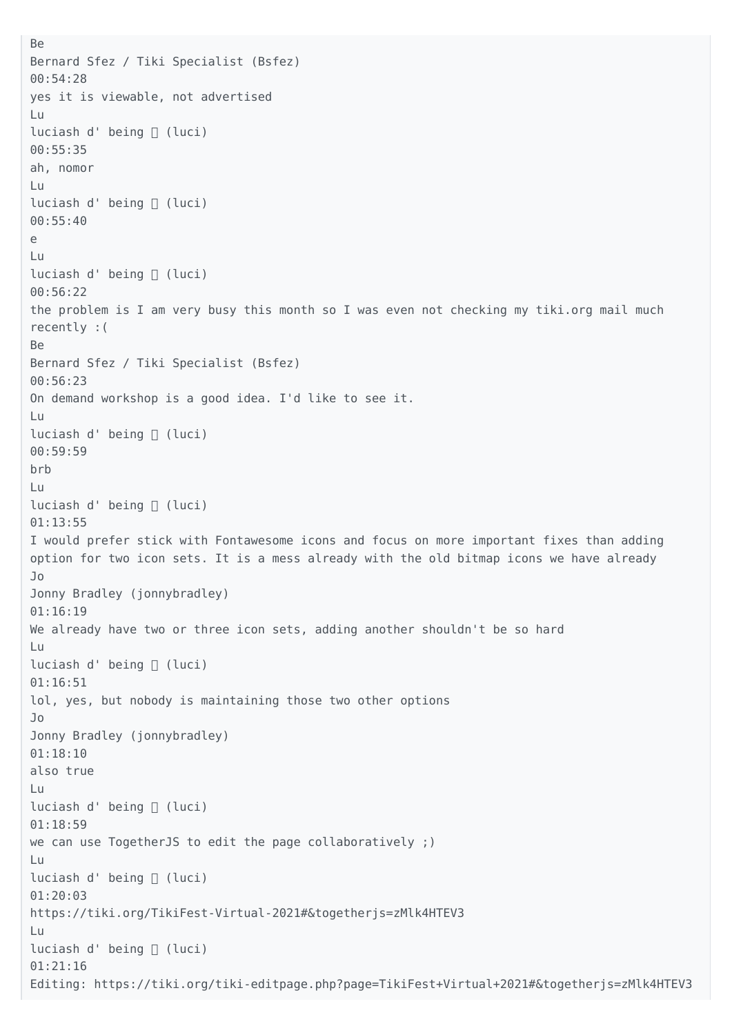Be
Bernard Sfez / Tiki Specialist (Bsfez)
00:54:28
yes it is viewable, not advertised

Lu
luciash d' being  (luci)
00:55:35
ah, nomor

Lu
luciash d' being  (luci)
00:55:40
e

Lu
luciash d' being  (luci)
00:56:22
the problem is I am very busy this month so I was even not checking my tiki.org mail much recently :(

Be
Bernard Sfez / Tiki Specialist (Bsfez)
00:56:23
On demand workshop is a good idea. I'd like to see it.

Lu
luciash d' being  (luci)
00:59:59
brb

Lu
luciash d' being  (luci)
01:13:55
I would prefer stick with Fontawesome icons and focus on more important fixes than adding option for two icon sets. It is a mess already with the old bitmap icons we have already

Jo
Jonny Bradley (jonnybradley)
01:16:19
We already have two or three icon sets, adding another shouldn't be so hard

Lu
luciash d' being  (luci)
01:16:51
lol, yes, but nobody is maintaining those two other options

Jo
Jonny Bradley (jonnybradley)
01:18:10
also true

Lu
luciash d' being  (luci)
01:18:59
we can use TogetherJS to edit the page collaboratively ;)

Lu
luciash d' being  (luci)
01:20:03
https://tiki.org/TikiFest-Virtual-2021#&togetherjs=zMlk4HTEV3

Lu
luciash d' being  (luci)
01:21:16
Editing: https://tiki.org/tiki-editpage.php?page=TikiFest+Virtual+2021#&togetherjs=zMlk4HTEV3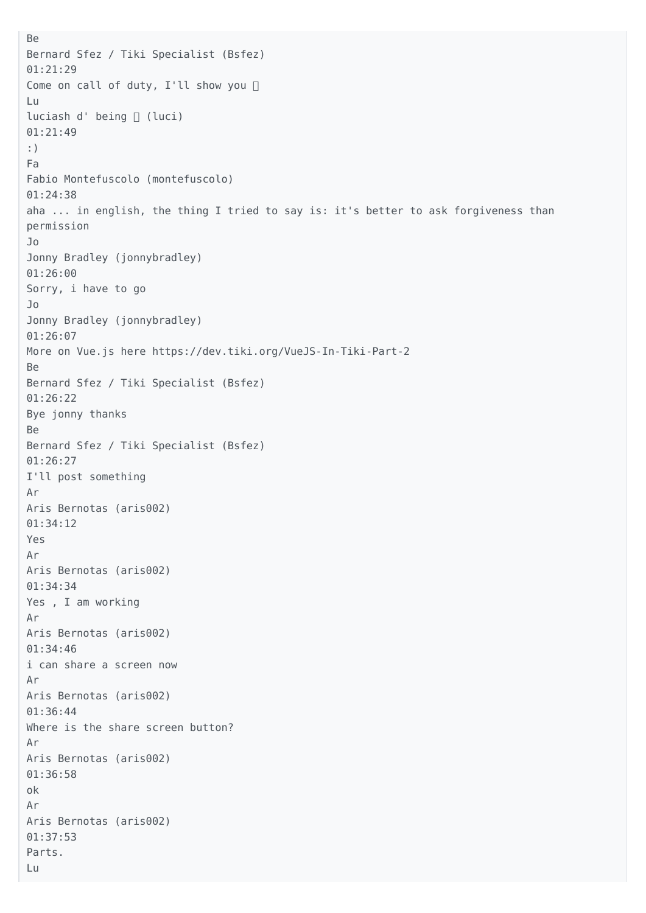Be
Bernard Sfez / Tiki Specialist (Bsfez)
01:21:29
Come on call of duty, I'll show you 

Lu
luciash d' being  (luci)
01:21:49
:)

Fa
Fabio Montefuscolo (montefuscolo)
01:24:38
aha ... in english, the thing I tried to say is: it's better to ask forgiveness than permission

Jo
Jonny Bradley (jonnybradley)
01:26:00
Sorry, i have to go

Jo
Jonny Bradley (jonnybradley)
01:26:07
More on Vue.js here https://dev.tiki.org/VueJS-In-Tiki-Part-2

Be
Bernard Sfez / Tiki Specialist (Bsfez)
01:26:22
Bye jonny thanks

Be
Bernard Sfez / Tiki Specialist (Bsfez)
01:26:27
I'll post something

Ar
Aris Bernotas (aris002)
01:34:12
Yes

Ar
Aris Bernotas (aris002)
01:34:34
Yes , I am working

Ar
Aris Bernotas (aris002)
01:34:46
i can share a screen now

Ar
Aris Bernotas (aris002)
01:36:44
Where is the share screen button?

Ar
Aris Bernotas (aris002)
01:36:58
ok

Ar
Aris Bernotas (aris002)
01:37:53
Parts.

Lu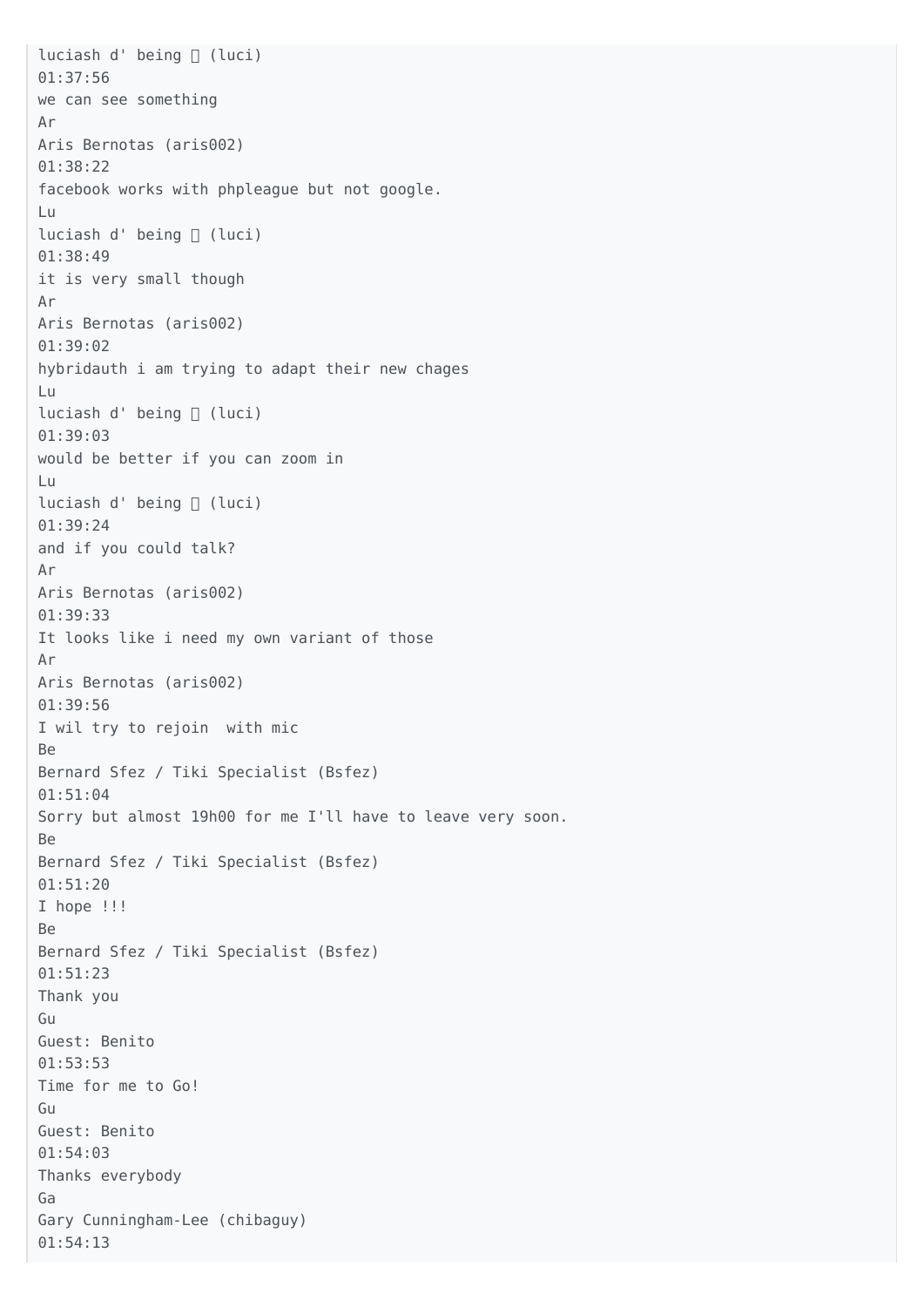luciash d' being  (luci)
01:37:56
we can see something

Ar
Aris Bernotas (aris002)
01:38:22
facebook works with phpleague but not google.

Lu
luciash d' being  (luci)
01:38:49
it is very small though

Ar
Aris Bernotas (aris002)
01:39:02
hybridauth i am trying to adapt their new chages

Lu
luciash d' being  (luci)
01:39:03
would be better if you can zoom in

Lu
luciash d' being  (luci)
01:39:24
and if you could talk?

Ar
Aris Bernotas (aris002)
01:39:33
It looks like i need my own variant of those

Ar
Aris Bernotas (aris002)
01:39:56
I wil try to rejoin  with mic

Be
Bernard Sfez / Tiki Specialist (Bsfez)
01:51:04
Sorry but almost 19h00 for me I'll have to leave very soon.

Be
Bernard Sfez / Tiki Specialist (Bsfez)
01:51:20
I hope !!!

Be
Bernard Sfez / Tiki Specialist (Bsfez)
01:51:23
Thank you

Gu
Guest: Benito
01:53:53
Time for me to Go!

Gu
Guest: Benito
01:54:03
Thanks everybody

Ga
Gary Cunningham-Lee (chibaguy)
01:54:13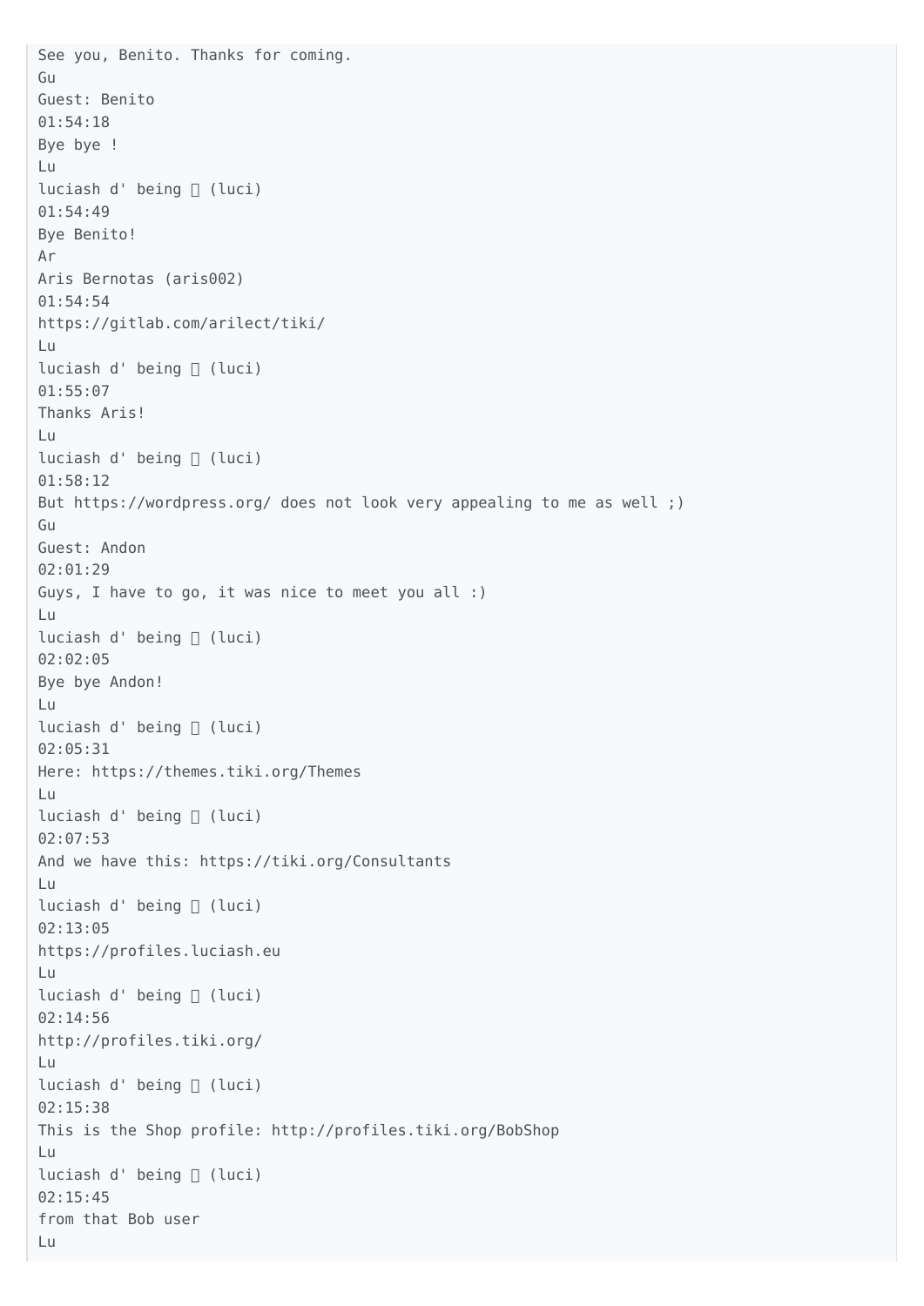See you, Benito. Thanks for coming.

Gu
Guest: Benito
01:54:18
Bye bye !

Lu
luciash d' being □ (luci)
01:54:49
Bye Benito!

Ar
Aris Bernotas (aris002)
01:54:54
https://gitlab.com/arilect/tiki/

Lu
luciash d' being □ (luci)
01:55:07
Thanks Aris!

Lu
luciash d' being □ (luci)
01:58:12
But https://wordpress.org/ does not look very appealing to me as well ;)

Gu
Guest: Andon
02:01:29
Guys, I have to go, it was nice to meet you all :)

Lu
luciash d' being □ (luci)
02:02:05
Bye bye Andon!

Lu
luciash d' being □ (luci)
02:05:31
Here: https://themes.tiki.org/Themes

Lu
luciash d' being □ (luci)
02:07:53
And we have this: https://tiki.org/Consultants

Lu
luciash d' being □ (luci)
02:13:05
https://profiles.luciash.eu

Lu
luciash d' being □ (luci)
02:14:56
http://profiles.tiki.org/

Lu
luciash d' being □ (luci)
02:15:38
This is the Shop profile: http://profiles.tiki.org/BobShop

Lu
luciash d' being □ (luci)
02:15:45
from that Bob user

Lu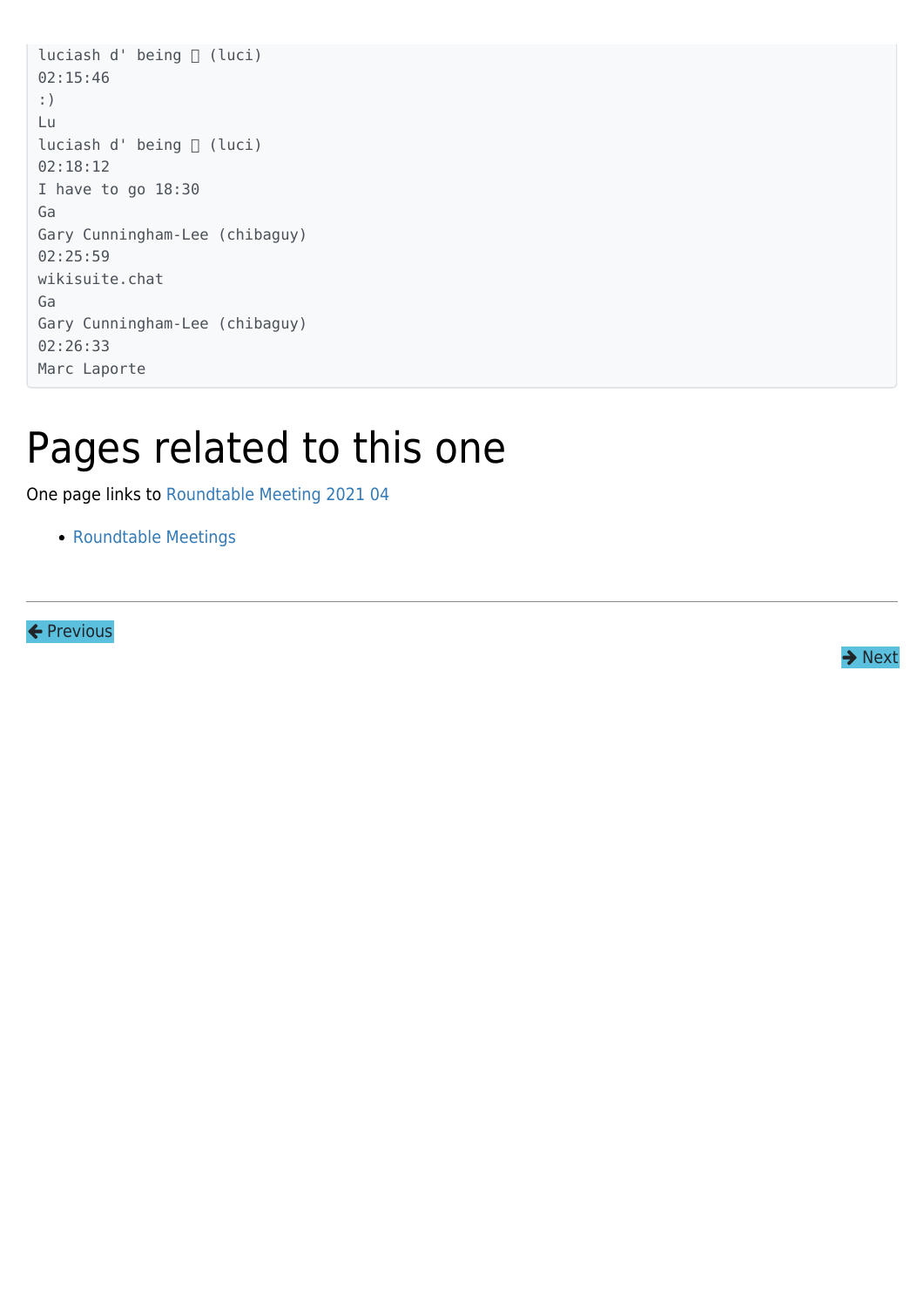```
luciash d' being  (luci)
02:15:46
:)
Lu
luciash d' being  (luci)
02:18:12
I have to go 18:30
Ga
Gary Cunningham-Lee (chibaguy)
02:25:59
wikisuite.chat
Ga
Gary Cunningham-Lee (chibaguy)
02:26:33
Marc Laporte
```

# Pages related to this one

One page links to Roundtable Meeting 2021 04

- Roundtable Meetings

---

← Previous

→ Next